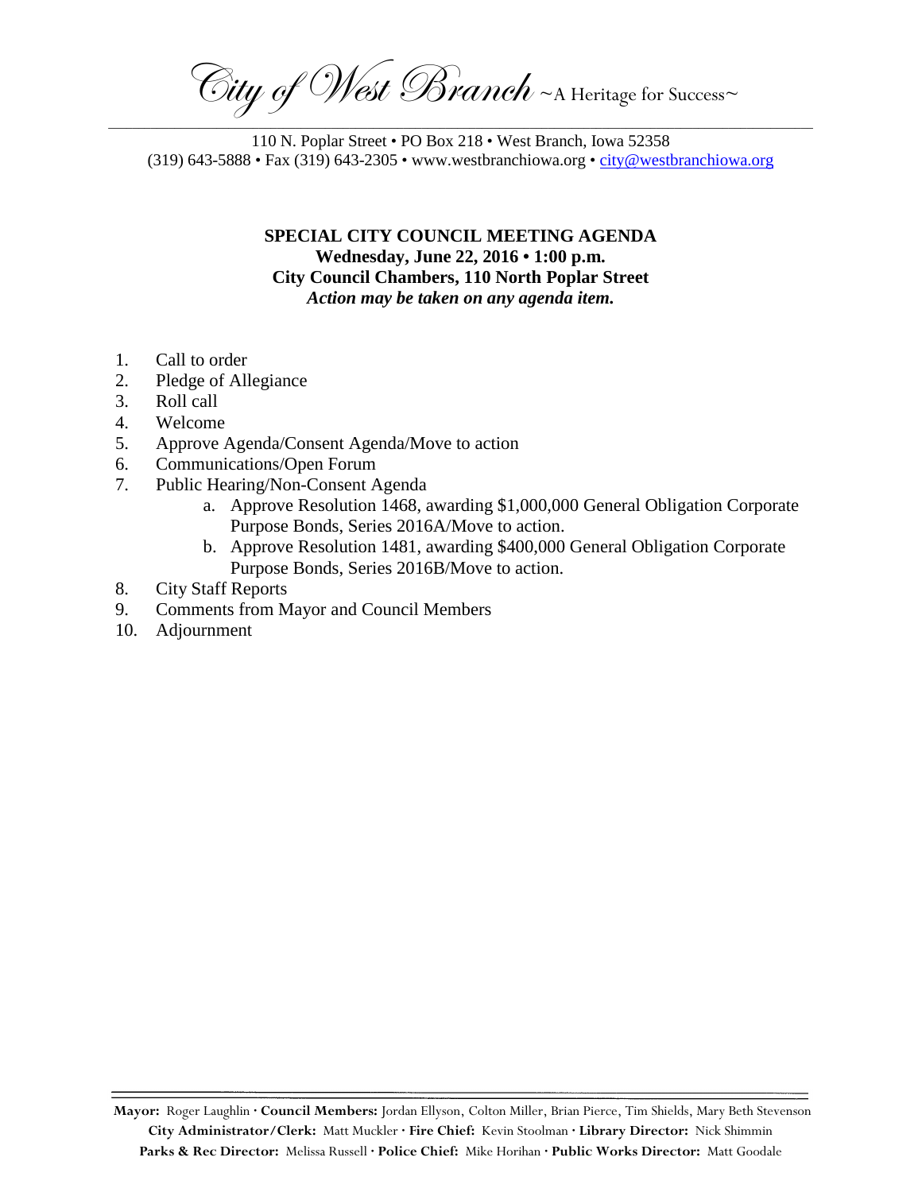*City of West Branch* ~A Heritage for Success~

110 N. Poplar Street • PO Box 218 • West Branch, Iowa 52358
(319) 643-5888 • Fax (319) 643-2305 • www.westbranchiowa.org • city@westbranchiowa.org

**SPECIAL CITY COUNCIL MEETING AGENDA**
**Wednesday, June 22, 2016 • 1:00 p.m.**
**City Council Chambers, 110 North Poplar Street**
***Action may be taken on any agenda item.***

1. Call to order
2. Pledge of Allegiance
3. Roll call
4. Welcome
5. Approve Agenda/Consent Agenda/Move to action
6. Communications/Open Forum
7. Public Hearing/Non-Consent Agenda
   a. Approve Resolution 1468, awarding $1,000,000 General Obligation Corporate Purpose Bonds, Series 2016A/Move to action.
   b. Approve Resolution 1481, awarding $400,000 General Obligation Corporate Purpose Bonds, Series 2016B/Move to action.
8. City Staff Reports
9. Comments from Mayor and Council Members
10. Adjournment

**Mayor:** Roger Laughlin · **Council Members:** Jordan Ellyson, Colton Miller, Brian Pierce, Tim Shields, Mary Beth Stevenson
**City Administrator/Clerk:** Matt Muckler · **Fire Chief:** Kevin Stoolman · **Library Director:** Nick Shimmin
**Parks & Rec Director:** Melissa Russell · **Police Chief:** Mike Horihan · **Public Works Director:** Matt Goodale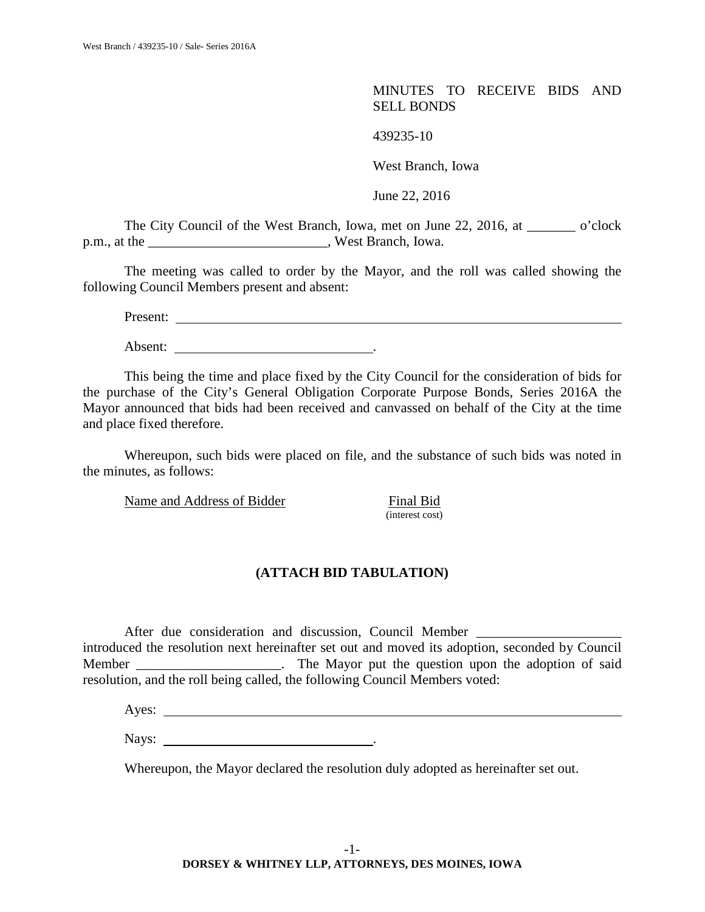MINUTES TO RECEIVE BIDS AND SELL BONDS

439235-10

West Branch, Iowa

June 22, 2016

The City Council of the West Branch, Iowa, met on June 22, 2016, at _______ o'clock p.m., at the __________________________, West Branch, Iowa.

The meeting was called to order by the Mayor, and the roll was called showing the following Council Members present and absent:

Present: ______________________________________________________________________

Absent: _____________________________.

This being the time and place fixed by the City Council for the consideration of bids for the purchase of the City's General Obligation Corporate Purpose Bonds, Series 2016A the Mayor announced that bids had been received and canvassed on behalf of the City at the time and place fixed therefore.

Whereupon, such bids were placed on file, and the substance of such bids was noted in the minutes, as follows:

| Name and Address of Bidder | Final Bid (interest cost) |
|---|---|

**(ATTACH BID TABULATION)**

After due consideration and discussion, Council Member ____________________ introduced the resolution next hereinafter set out and moved its adoption, seconded by Council Member ____________________. The Mayor put the question upon the adoption of said resolution, and the roll being called, the following Council Members voted:

Ayes: ______________________________________________________________________

Nays: _______________________________.

Whereupon, the Mayor declared the resolution duly adopted as hereinafter set out.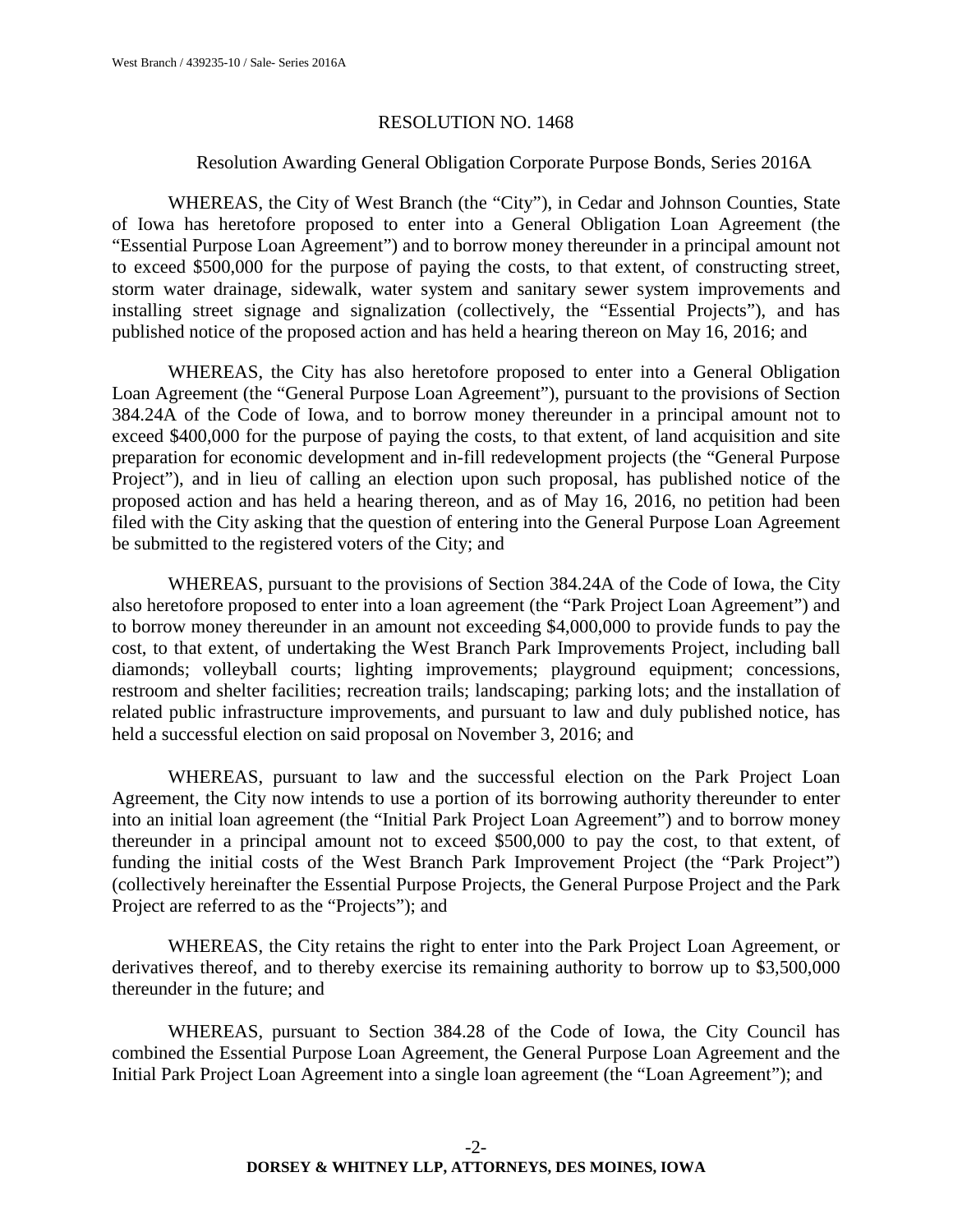RESOLUTION NO. 1468

Resolution Awarding General Obligation Corporate Purpose Bonds, Series 2016A

WHEREAS, the City of West Branch (the "City"), in Cedar and Johnson Counties, State of Iowa has heretofore proposed to enter into a General Obligation Loan Agreement (the "Essential Purpose Loan Agreement") and to borrow money thereunder in a principal amount not to exceed $500,000 for the purpose of paying the costs, to that extent, of constructing street, storm water drainage, sidewalk, water system and sanitary sewer system improvements and installing street signage and signalization (collectively, the "Essential Projects"), and has published notice of the proposed action and has held a hearing thereon on May 16, 2016; and

WHEREAS, the City has also heretofore proposed to enter into a General Obligation Loan Agreement (the "General Purpose Loan Agreement"), pursuant to the provisions of Section 384.24A of the Code of Iowa, and to borrow money thereunder in a principal amount not to exceed $400,000 for the purpose of paying the costs, to that extent, of land acquisition and site preparation for economic development and in-fill redevelopment projects (the "General Purpose Project"), and in lieu of calling an election upon such proposal, has published notice of the proposed action and has held a hearing thereon, and as of May 16, 2016, no petition had been filed with the City asking that the question of entering into the General Purpose Loan Agreement be submitted to the registered voters of the City; and

WHEREAS, pursuant to the provisions of Section 384.24A of the Code of Iowa, the City also heretofore proposed to enter into a loan agreement (the "Park Project Loan Agreement") and to borrow money thereunder in an amount not exceeding $4,000,000 to provide funds to pay the cost, to that extent, of undertaking the West Branch Park Improvements Project, including ball diamonds; volleyball courts; lighting improvements; playground equipment; concessions, restroom and shelter facilities; recreation trails; landscaping; parking lots; and the installation of related public infrastructure improvements, and pursuant to law and duly published notice, has held a successful election on said proposal on November 3, 2016; and

WHEREAS, pursuant to law and the successful election on the Park Project Loan Agreement, the City now intends to use a portion of its borrowing authority thereunder to enter into an initial loan agreement (the "Initial Park Project Loan Agreement") and to borrow money thereunder in a principal amount not to exceed $500,000 to pay the cost, to that extent, of funding the initial costs of the West Branch Park Improvement Project (the "Park Project") (collectively hereinafter the Essential Purpose Projects, the General Purpose Project and the Park Project are referred to as the "Projects"); and

WHEREAS, the City retains the right to enter into the Park Project Loan Agreement, or derivatives thereof, and to thereby exercise its remaining authority to borrow up to $3,500,000 thereunder in the future; and

WHEREAS, pursuant to Section 384.28 of the Code of Iowa, the City Council has combined the Essential Purpose Loan Agreement, the General Purpose Loan Agreement and the Initial Park Project Loan Agreement into a single loan agreement (the "Loan Agreement"); and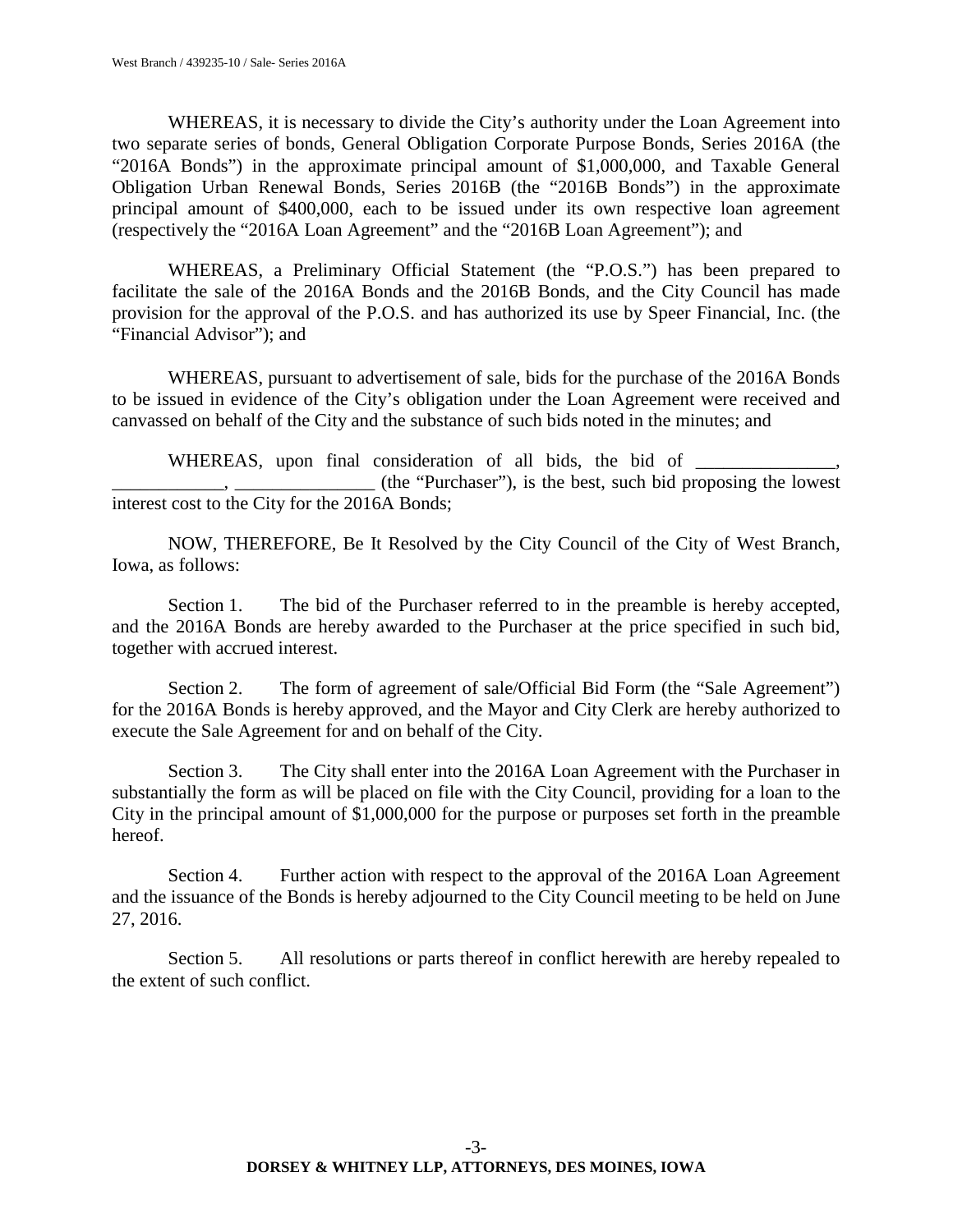WHEREAS, it is necessary to divide the City's authority under the Loan Agreement into two separate series of bonds, General Obligation Corporate Purpose Bonds, Series 2016A (the "2016A Bonds") in the approximate principal amount of $1,000,000, and Taxable General Obligation Urban Renewal Bonds, Series 2016B (the "2016B Bonds") in the approximate principal amount of $400,000, each to be issued under its own respective loan agreement (respectively the "2016A Loan Agreement" and the "2016B Loan Agreement"); and

WHEREAS, a Preliminary Official Statement (the "P.O.S.") has been prepared to facilitate the sale of the 2016A Bonds and the 2016B Bonds, and the City Council has made provision for the approval of the P.O.S. and has authorized its use by Speer Financial, Inc. (the "Financial Advisor"); and

WHEREAS, pursuant to advertisement of sale, bids for the purchase of the 2016A Bonds to be issued in evidence of the City's obligation under the Loan Agreement were received and canvassed on behalf of the City and the substance of such bids noted in the minutes; and

WHEREAS, upon final consideration of all bids, the bid of _______________, ____________, _______________ (the "Purchaser"), is the best, such bid proposing the lowest interest cost to the City for the 2016A Bonds;

NOW, THEREFORE, Be It Resolved by the City Council of the City of West Branch, Iowa, as follows:

Section 1. The bid of the Purchaser referred to in the preamble is hereby accepted, and the 2016A Bonds are hereby awarded to the Purchaser at the price specified in such bid, together with accrued interest.

Section 2. The form of agreement of sale/Official Bid Form (the "Sale Agreement") for the 2016A Bonds is hereby approved, and the Mayor and City Clerk are hereby authorized to execute the Sale Agreement for and on behalf of the City.

Section 3. The City shall enter into the 2016A Loan Agreement with the Purchaser in substantially the form as will be placed on file with the City Council, providing for a loan to the City in the principal amount of $1,000,000 for the purpose or purposes set forth in the preamble hereof.

Section 4. Further action with respect to the approval of the 2016A Loan Agreement and the issuance of the Bonds is hereby adjourned to the City Council meeting to be held on June 27, 2016.

Section 5. All resolutions or parts thereof in conflict herewith are hereby repealed to the extent of such conflict.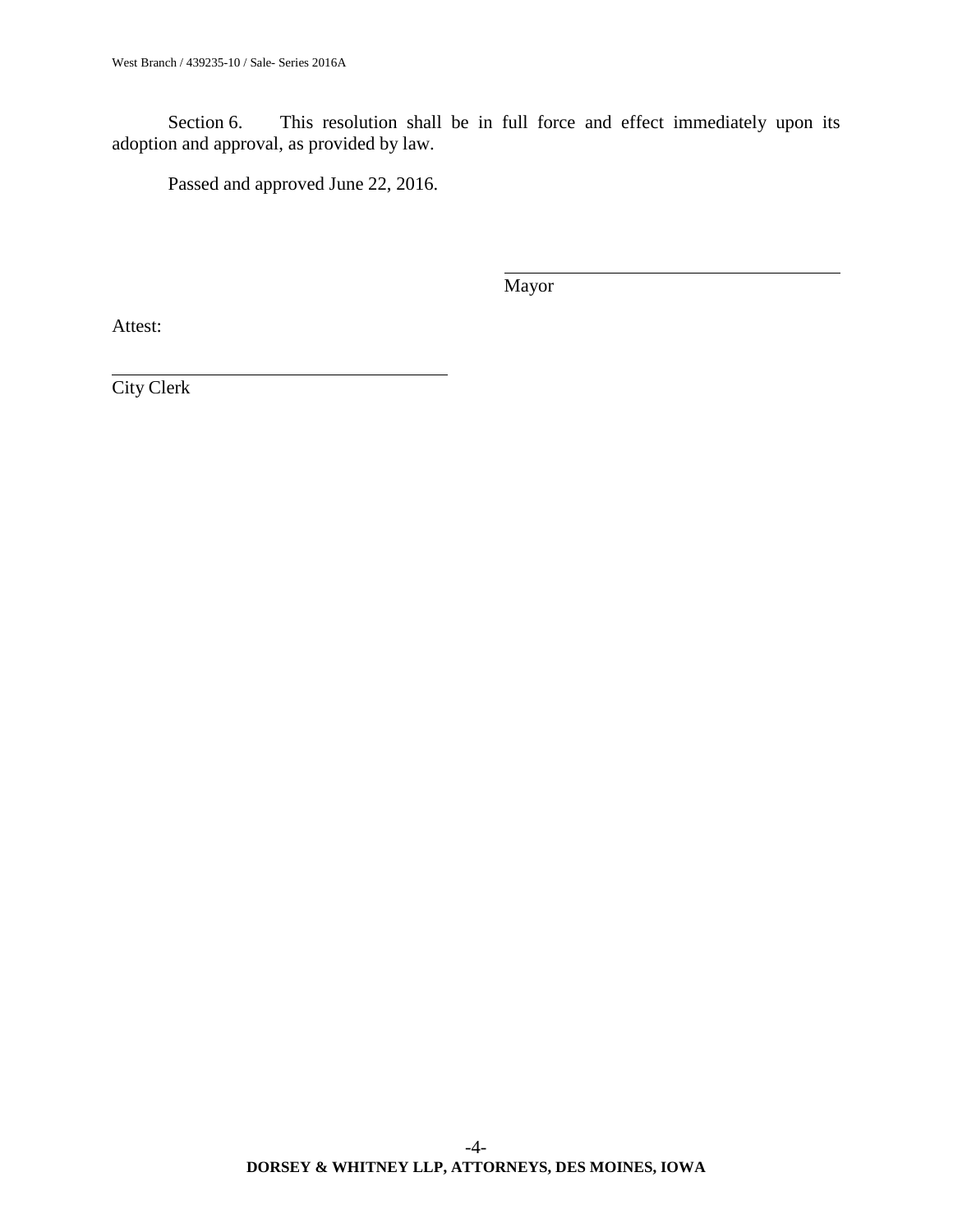Section 6. This resolution shall be in full force and effect immediately upon its adoption and approval, as provided by law.

Passed and approved June 22, 2016.

\_\_\_\_\_\_\_\_\_\_\_\_\_\_\_\_\_\_\_\_\_\_\_\_\_\_\_\_\_\_\_\_\_\_\_\_\_\_
Mayor

Attest:

\_\_\_\_\_\_\_\_\_\_\_\_\_\_\_\_\_\_\_\_\_\_\_\_\_\_\_\_\_\_\_\_\_\_\_\_\_\_
City Clerk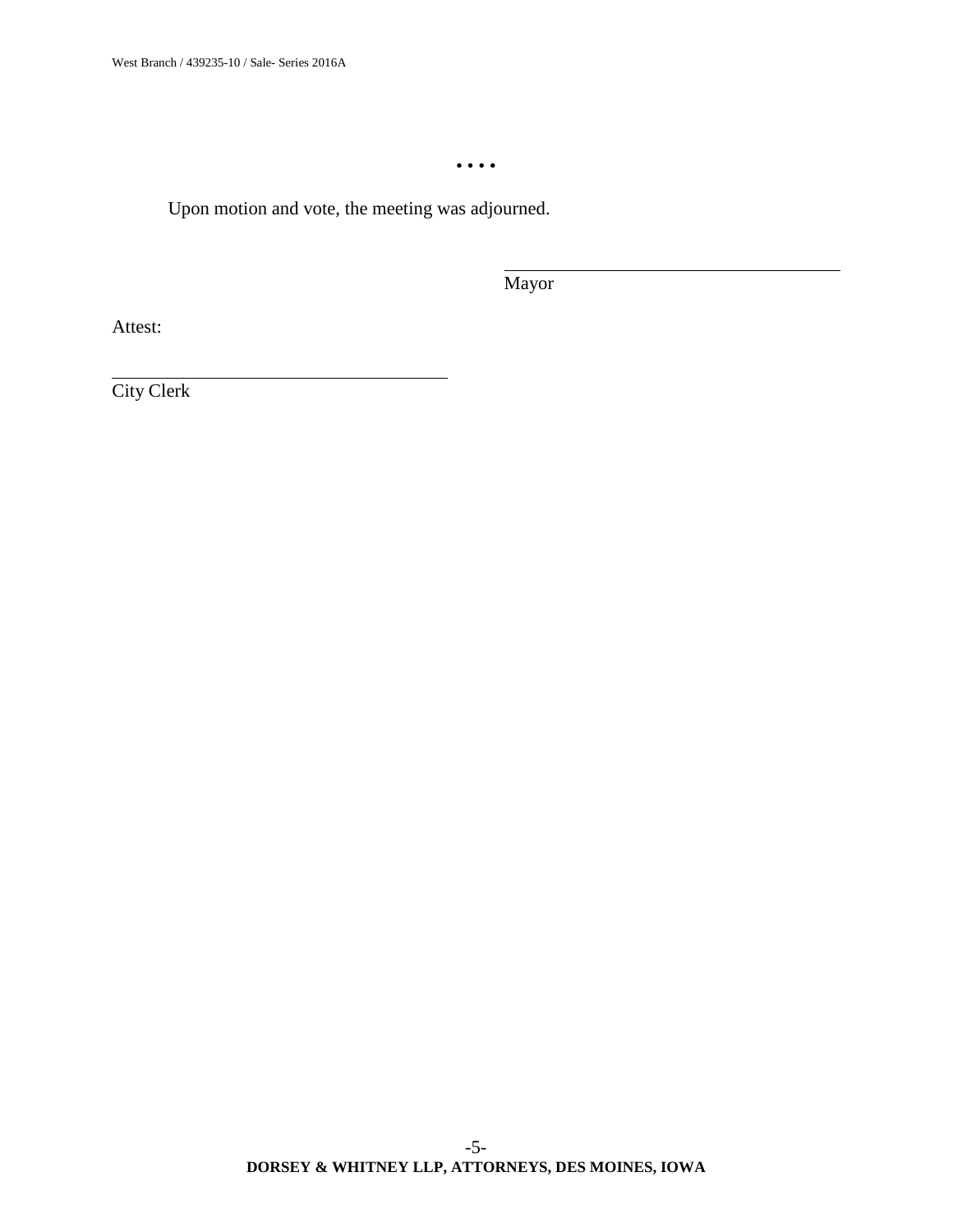• • • •

Upon motion and vote, the meeting was adjourned.

\_\_\_\_\_\_\_\_\_\_\_\_\_\_\_\_\_\_\_\_\_\_\_\_\_\_\_\_\_\_\_\_\_\_\_\_

Mayor

Attest:

\_\_\_\_\_\_\_\_\_\_\_\_\_\_\_\_\_\_\_\_\_\_\_\_\_\_\_\_\_\_\_\_\_\_\_\_

City Clerk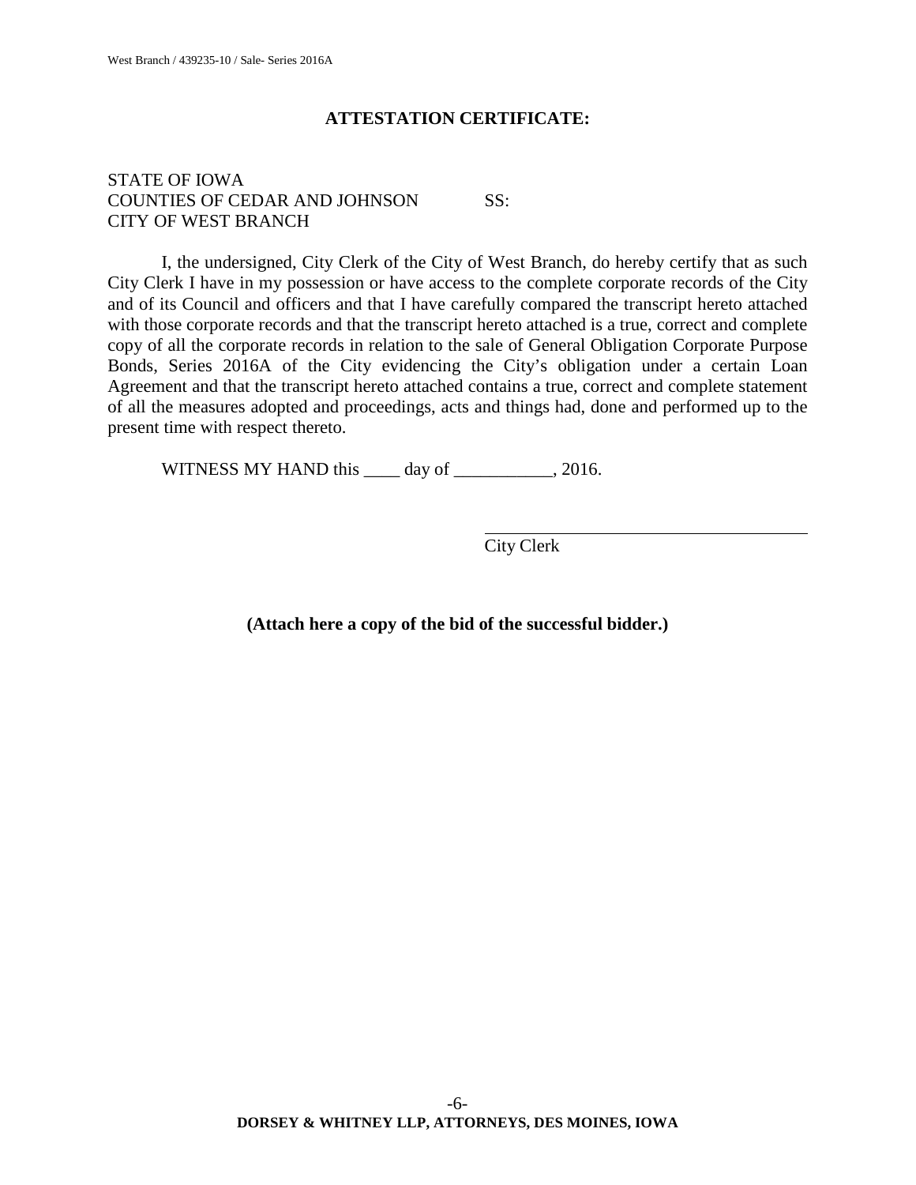## ATTESTATION CERTIFICATE:

STATE OF IOWA
COUNTIES OF CEDAR AND JOHNSON SS:
CITY OF WEST BRANCH

I, the undersigned, City Clerk of the City of West Branch, do hereby certify that as such City Clerk I have in my possession or have access to the complete corporate records of the City and of its Council and officers and that I have carefully compared the transcript hereto attached with those corporate records and that the transcript hereto attached is a true, correct and complete copy of all the corporate records in relation to the sale of General Obligation Corporate Purpose Bonds, Series 2016A of the City evidencing the City's obligation under a certain Loan Agreement and that the transcript hereto attached contains a true, correct and complete statement of all the measures adopted and proceedings, acts and things had, done and performed up to the present time with respect thereto.

WITNESS MY HAND this ____ day of ___________, 2016.

_____________________________________
City Clerk

**(Attach here a copy of the bid of the successful bidder.)**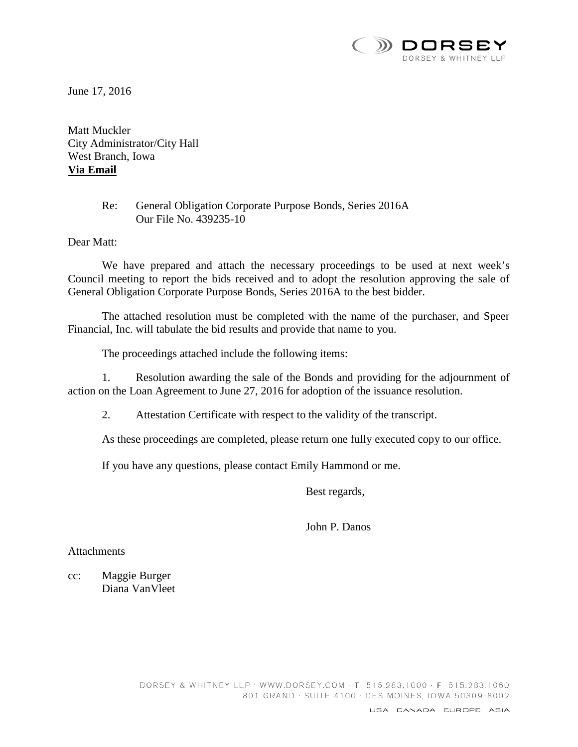DORSEY

DORSEY & WHITNEY LLP

June 17, 2016

Matt Muckler
City Administrator/City Hall
West Branch, Iowa
**Via Email**

Re: General Obligation Corporate Purpose Bonds, Series 2016A
Our File No. 439235-10

Dear Matt:

We have prepared and attach the necessary proceedings to be used at next week's Council meeting to report the bids received and to adopt the resolution approving the sale of General Obligation Corporate Purpose Bonds, Series 2016A to the best bidder.

The attached resolution must be completed with the name of the purchaser, and Speer Financial, Inc. will tabulate the bid results and provide that name to you.

The proceedings attached include the following items:

1. Resolution awarding the sale of the Bonds and providing for the adjournment of action on the Loan Agreement to June 27, 2016 for adoption of the issuance resolution.

2. Attestation Certificate with respect to the validity of the transcript.

As these proceedings are completed, please return one fully executed copy to our office.

If you have any questions, please contact Emily Hammond or me.

Best regards,

John P. Danos

Attachments

cc: Maggie Burger
Diana VanVleet

DORSEY & WHITNEY LLP · WWW.DORSEY.COM · T 515.283.1000 · F 515.283.1060
801 GRAND · SUITE 4100 · DES MOINES, IOWA 50309-8002

USA CANADA EUROPE ASIA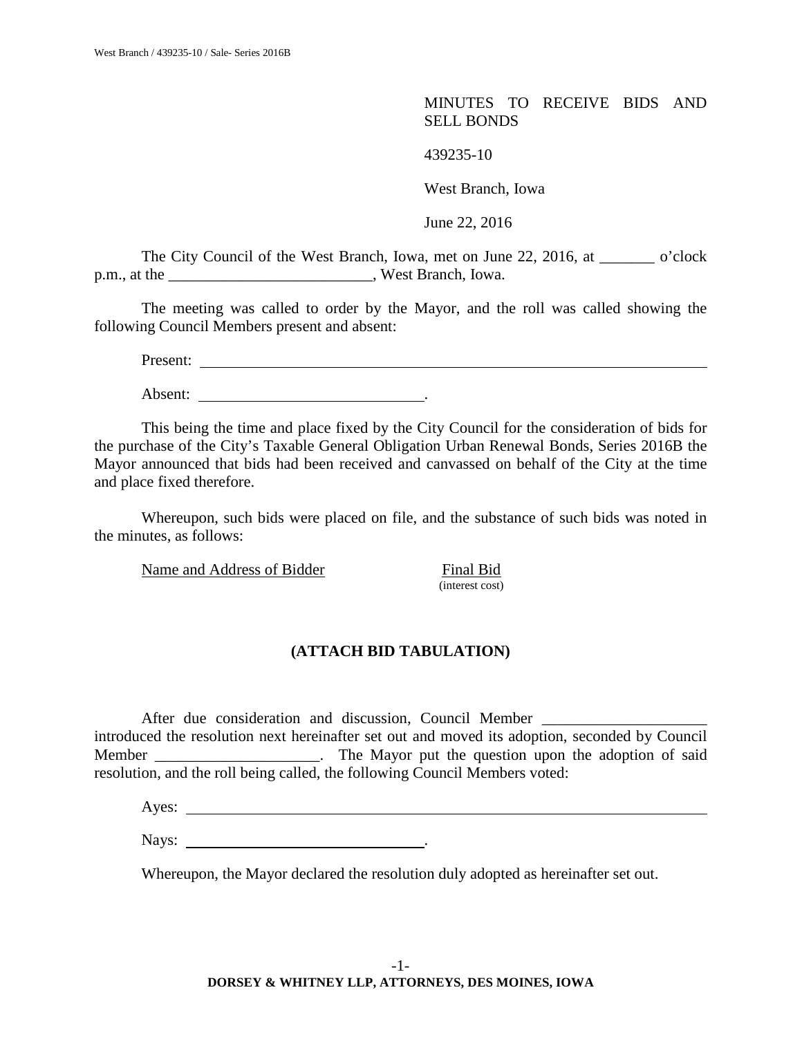MINUTES TO RECEIVE BIDS AND SELL BONDS

439235-10

West Branch, Iowa

June 22, 2016

The City Council of the West Branch, Iowa, met on June 22, 2016, at _______ o'clock p.m., at the __________________________, West Branch, Iowa.

The meeting was called to order by the Mayor, and the roll was called showing the following Council Members present and absent:

Present: ____________________________________________________________________

Absent: ______________________________.

This being the time and place fixed by the City Council for the consideration of bids for the purchase of the City's Taxable General Obligation Urban Renewal Bonds, Series 2016B the Mayor announced that bids had been received and canvassed on behalf of the City at the time and place fixed therefore.

Whereupon, such bids were placed on file, and the substance of such bids was noted in the minutes, as follows:

| Name and Address of Bidder | Final Bid (interest cost) |
|---|---|

**(ATTACH BID TABULATION)**

After due consideration and discussion, Council Member _____________________ introduced the resolution next hereinafter set out and moved its adoption, seconded by Council Member _____________________. The Mayor put the question upon the adoption of said resolution, and the roll being called, the following Council Members voted:

Ayes: ____________________________________________________________________

Nays: ________________________________.

Whereupon, the Mayor declared the resolution duly adopted as hereinafter set out.

**DORSEY & WHITNEY LLP, ATTORNEYS, DES MOINES, IOWA**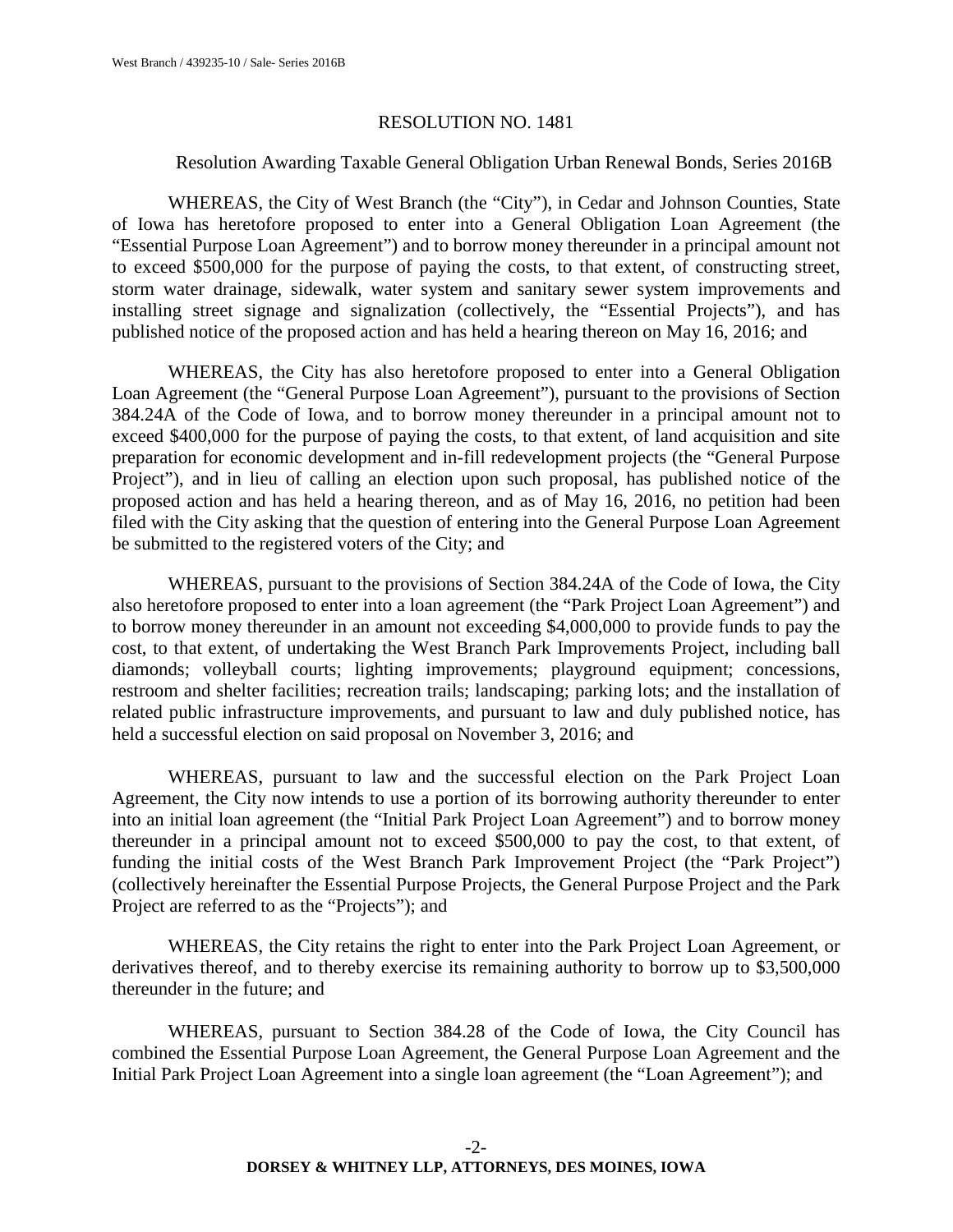## RESOLUTION NO. 1481

### Resolution Awarding Taxable General Obligation Urban Renewal Bonds, Series 2016B

WHEREAS, the City of West Branch (the "City"), in Cedar and Johnson Counties, State of Iowa has heretofore proposed to enter into a General Obligation Loan Agreement (the "Essential Purpose Loan Agreement") and to borrow money thereunder in a principal amount not to exceed $500,000 for the purpose of paying the costs, to that extent, of constructing street, storm water drainage, sidewalk, water system and sanitary sewer system improvements and installing street signage and signalization (collectively, the "Essential Projects"), and has published notice of the proposed action and has held a hearing thereon on May 16, 2016; and

WHEREAS, the City has also heretofore proposed to enter into a General Obligation Loan Agreement (the "General Purpose Loan Agreement"), pursuant to the provisions of Section 384.24A of the Code of Iowa, and to borrow money thereunder in a principal amount not to exceed $400,000 for the purpose of paying the costs, to that extent, of land acquisition and site preparation for economic development and in-fill redevelopment projects (the "General Purpose Project"), and in lieu of calling an election upon such proposal, has published notice of the proposed action and has held a hearing thereon, and as of May 16, 2016, no petition had been filed with the City asking that the question of entering into the General Purpose Loan Agreement be submitted to the registered voters of the City; and

WHEREAS, pursuant to the provisions of Section 384.24A of the Code of Iowa, the City also heretofore proposed to enter into a loan agreement (the "Park Project Loan Agreement") and to borrow money thereunder in an amount not exceeding $4,000,000 to provide funds to pay the cost, to that extent, of undertaking the West Branch Park Improvements Project, including ball diamonds; volleyball courts; lighting improvements; playground equipment; concessions, restroom and shelter facilities; recreation trails; landscaping; parking lots; and the installation of related public infrastructure improvements, and pursuant to law and duly published notice, has held a successful election on said proposal on November 3, 2016; and

WHEREAS, pursuant to law and the successful election on the Park Project Loan Agreement, the City now intends to use a portion of its borrowing authority thereunder to enter into an initial loan agreement (the "Initial Park Project Loan Agreement") and to borrow money thereunder in a principal amount not to exceed $500,000 to pay the cost, to that extent, of funding the initial costs of the West Branch Park Improvement Project (the "Park Project") (collectively hereinafter the Essential Purpose Projects, the General Purpose Project and the Park Project are referred to as the "Projects"); and

WHEREAS, the City retains the right to enter into the Park Project Loan Agreement, or derivatives thereof, and to thereby exercise its remaining authority to borrow up to $3,500,000 thereunder in the future; and

WHEREAS, pursuant to Section 384.28 of the Code of Iowa, the City Council has combined the Essential Purpose Loan Agreement, the General Purpose Loan Agreement and the Initial Park Project Loan Agreement into a single loan agreement (the "Loan Agreement"); and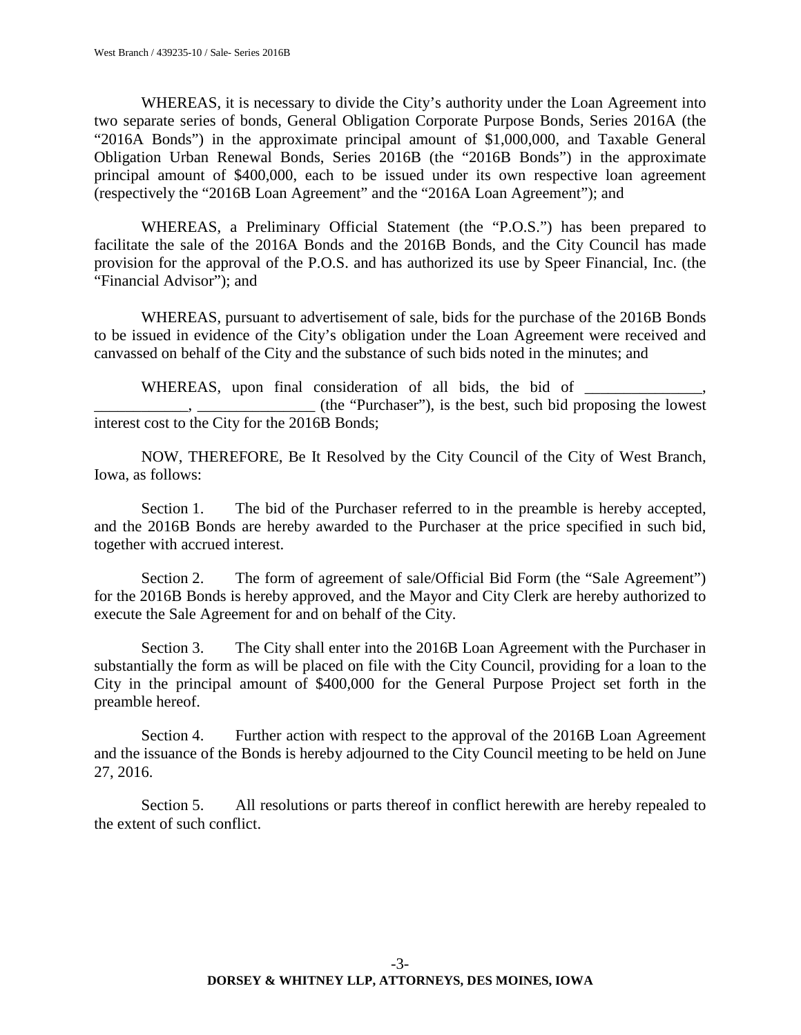WHEREAS, it is necessary to divide the City's authority under the Loan Agreement into two separate series of bonds, General Obligation Corporate Purpose Bonds, Series 2016A (the "2016A Bonds") in the approximate principal amount of $1,000,000, and Taxable General Obligation Urban Renewal Bonds, Series 2016B (the "2016B Bonds") in the approximate principal amount of $400,000, each to be issued under its own respective loan agreement (respectively the "2016B Loan Agreement" and the "2016A Loan Agreement"); and

WHEREAS, a Preliminary Official Statement (the "P.O.S.") has been prepared to facilitate the sale of the 2016A Bonds and the 2016B Bonds, and the City Council has made provision for the approval of the P.O.S. and has authorized its use by Speer Financial, Inc. (the "Financial Advisor"); and

WHEREAS, pursuant to advertisement of sale, bids for the purchase of the 2016B Bonds to be issued in evidence of the City's obligation under the Loan Agreement were received and canvassed on behalf of the City and the substance of such bids noted in the minutes; and

WHEREAS, upon final consideration of all bids, the bid of _______________, ____________, _______________ (the "Purchaser"), is the best, such bid proposing the lowest interest cost to the City for the 2016B Bonds;

NOW, THEREFORE, Be It Resolved by the City Council of the City of West Branch, Iowa, as follows:

Section 1. The bid of the Purchaser referred to in the preamble is hereby accepted, and the 2016B Bonds are hereby awarded to the Purchaser at the price specified in such bid, together with accrued interest.

Section 2. The form of agreement of sale/Official Bid Form (the "Sale Agreement") for the 2016B Bonds is hereby approved, and the Mayor and City Clerk are hereby authorized to execute the Sale Agreement for and on behalf of the City.

Section 3. The City shall enter into the 2016B Loan Agreement with the Purchaser in substantially the form as will be placed on file with the City Council, providing for a loan to the City in the principal amount of $400,000 for the General Purpose Project set forth in the preamble hereof.

Section 4. Further action with respect to the approval of the 2016B Loan Agreement and the issuance of the Bonds is hereby adjourned to the City Council meeting to be held on June 27, 2016.

Section 5. All resolutions or parts thereof in conflict herewith are hereby repealed to the extent of such conflict.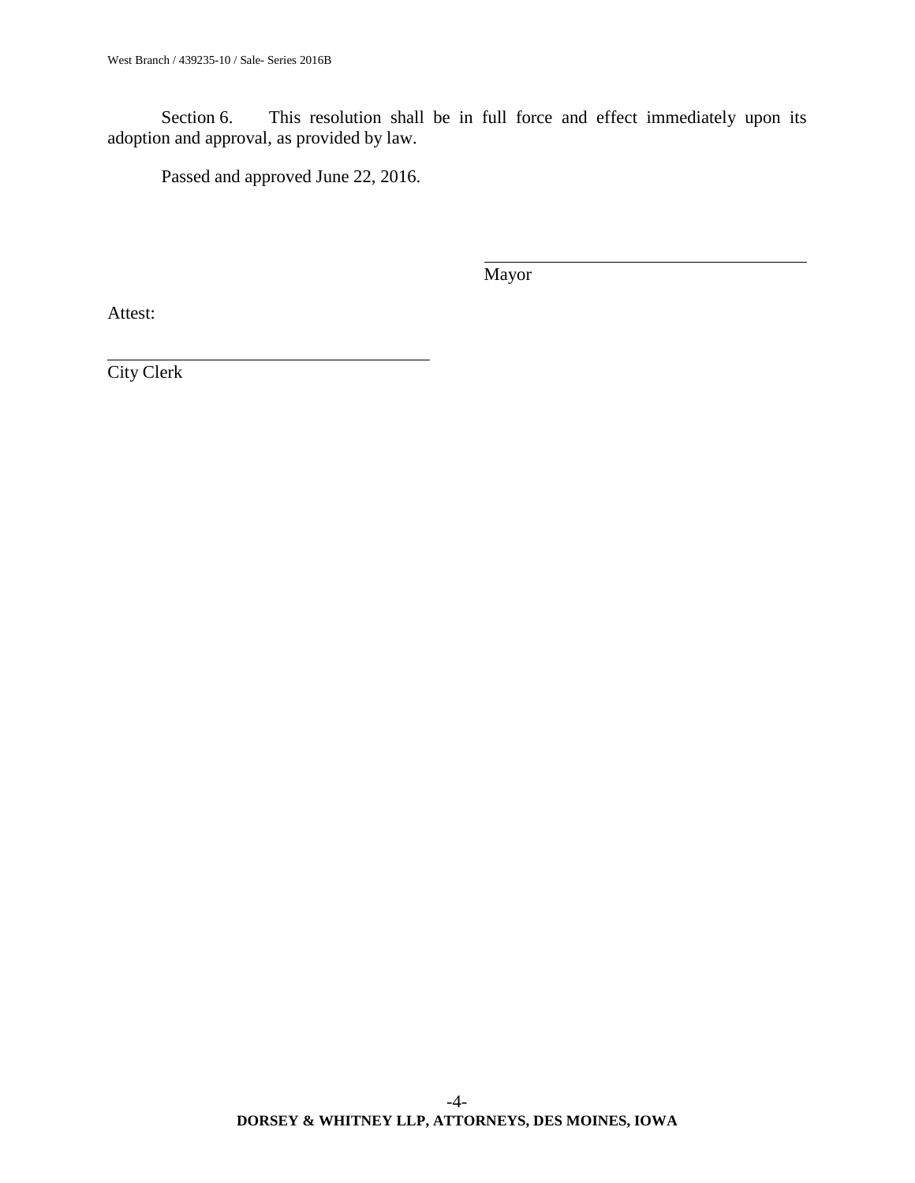Section 6. This resolution shall be in full force and effect immediately upon its adoption and approval, as provided by law.

Passed and approved June 22, 2016.

\_\_\_\_\_\_\_\_\_\_\_\_\_\_\_\_\_\_\_\_\_\_\_\_\_\_\_\_\_\_\_\_\_\_\_\_\_\_
Mayor

Attest:

\_\_\_\_\_\_\_\_\_\_\_\_\_\_\_\_\_\_\_\_\_\_\_\_\_\_\_\_\_\_\_\_\_\_\_\_\_\_
City Clerk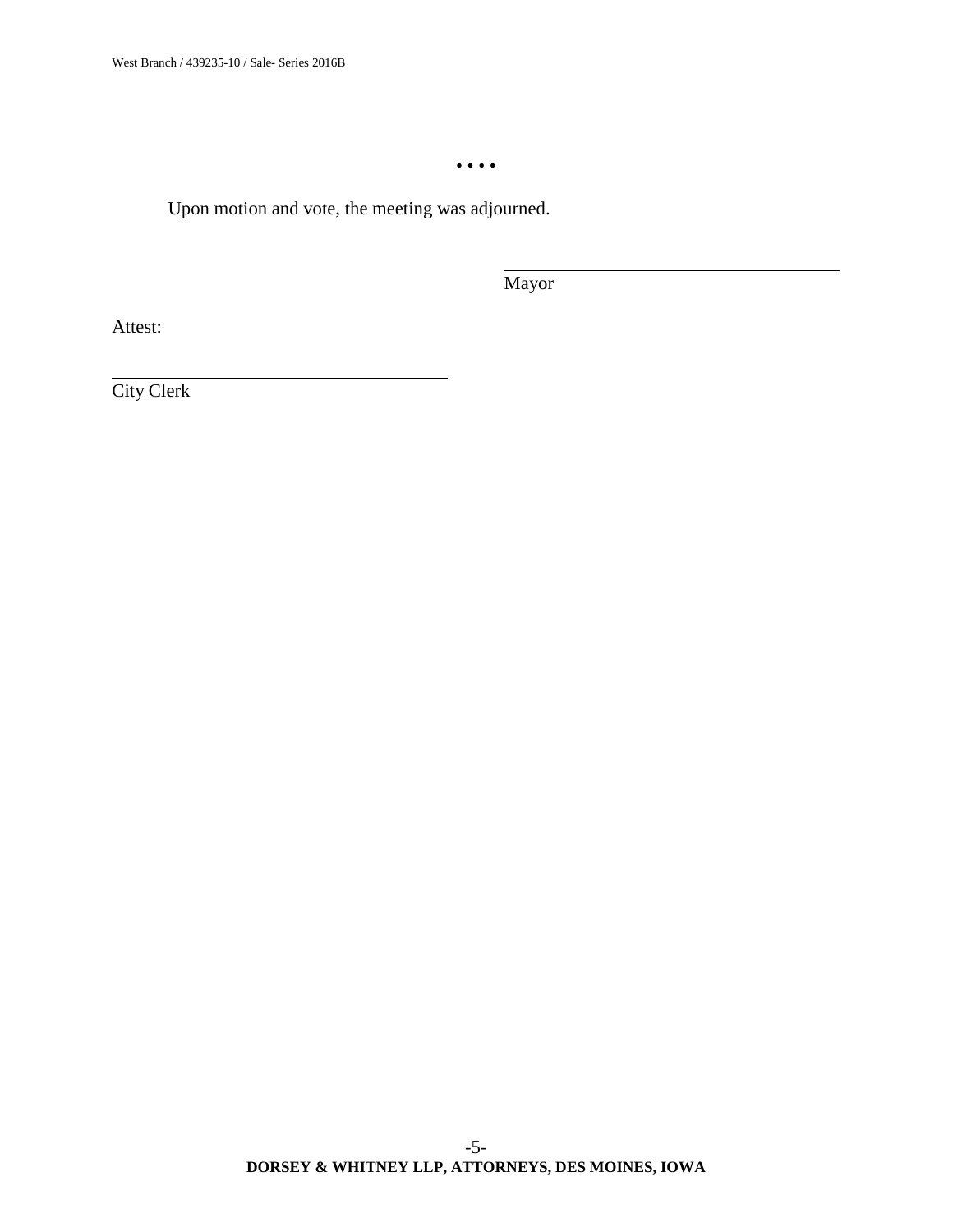• • • •

Upon motion and vote, the meeting was adjourned.

\_\_\_\_\_\_\_\_\_\_\_\_\_\_\_\_\_\_\_\_\_\_\_\_\_\_\_\_\_\_\_\_\_\_\_\_
Mayor

Attest:

\_\_\_\_\_\_\_\_\_\_\_\_\_\_\_\_\_\_\_\_\_\_\_\_\_\_\_\_\_\_\_\_\_\_\_\_
City Clerk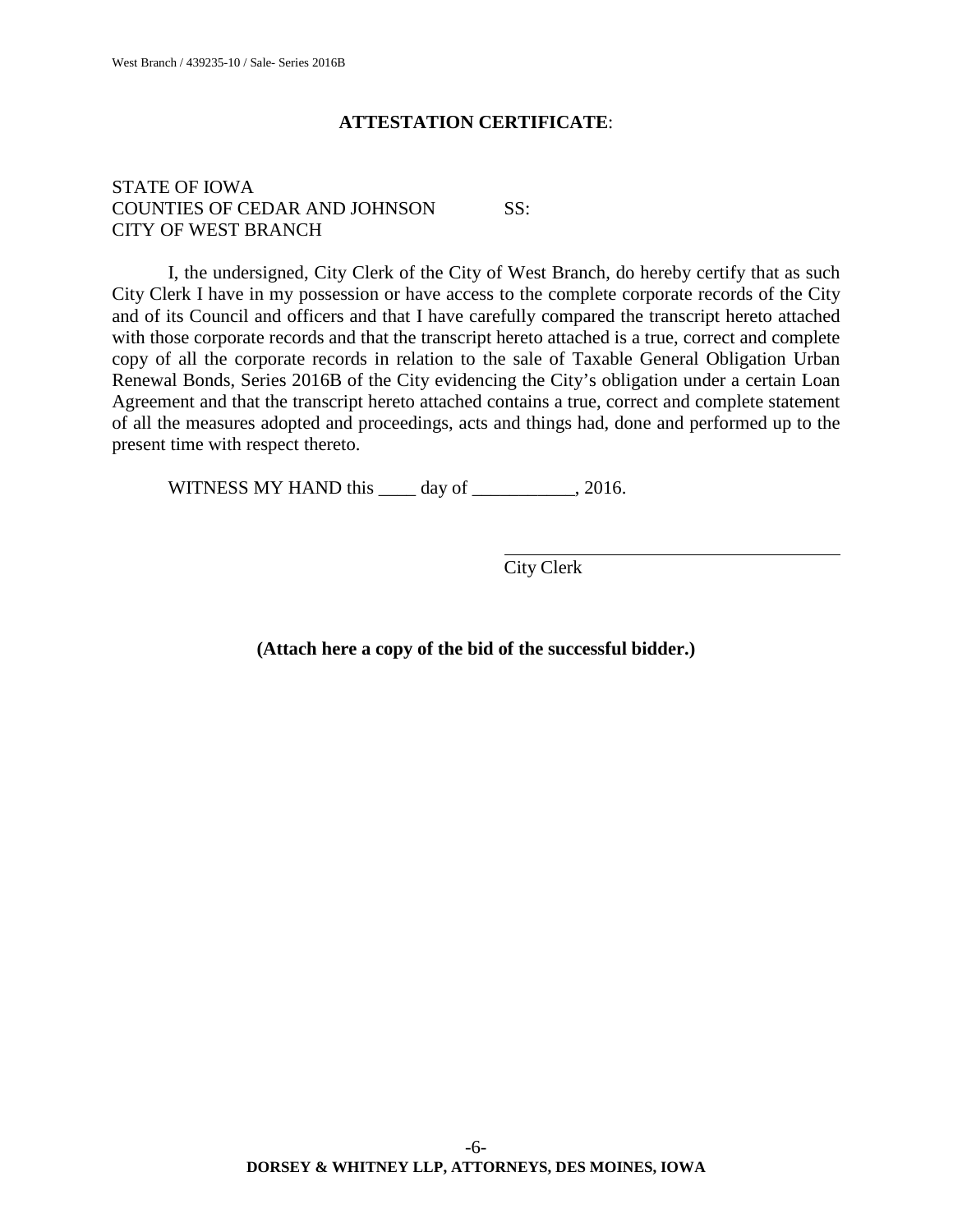## ATTESTATION CERTIFICATE:

STATE OF IOWA
COUNTIES OF CEDAR AND JOHNSON SS:
CITY OF WEST BRANCH

I, the undersigned, City Clerk of the City of West Branch, do hereby certify that as such City Clerk I have in my possession or have access to the complete corporate records of the City and of its Council and officers and that I have carefully compared the transcript hereto attached with those corporate records and that the transcript hereto attached is a true, correct and complete copy of all the corporate records in relation to the sale of Taxable General Obligation Urban Renewal Bonds, Series 2016B of the City evidencing the City's obligation under a certain Loan Agreement and that the transcript hereto attached contains a true, correct and complete statement of all the measures adopted and proceedings, acts and things had, done and performed up to the present time with respect thereto.

WITNESS MY HAND this ____ day of ___________, 2016.

______________________________________
City Clerk

**(Attach here a copy of the bid of the successful bidder.)**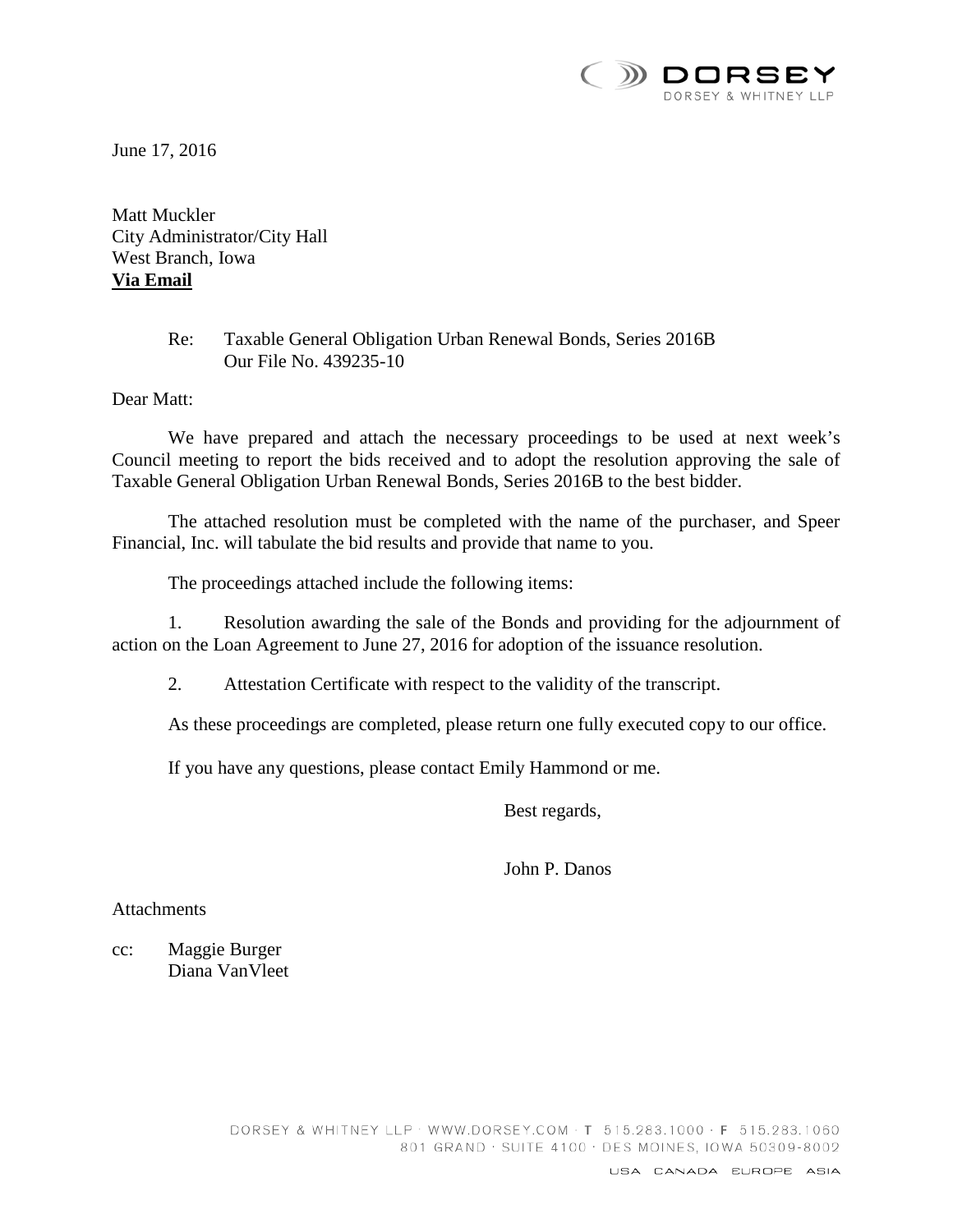DORSEY

DORSEY & WHITNEY LLP

June 17, 2016

Matt Muckler
City Administrator/City Hall
West Branch, Iowa
**Via Email**

Re: Taxable General Obligation Urban Renewal Bonds, Series 2016B
Our File No. 439235-10

Dear Matt:

We have prepared and attach the necessary proceedings to be used at next week's Council meeting to report the bids received and to adopt the resolution approving the sale of Taxable General Obligation Urban Renewal Bonds, Series 2016B to the best bidder.

The attached resolution must be completed with the name of the purchaser, and Speer Financial, Inc. will tabulate the bid results and provide that name to you.

The proceedings attached include the following items:

1. Resolution awarding the sale of the Bonds and providing for the adjournment of action on the Loan Agreement to June 27, 2016 for adoption of the issuance resolution.

2. Attestation Certificate with respect to the validity of the transcript.

As these proceedings are completed, please return one fully executed copy to our office.

If you have any questions, please contact Emily Hammond or me.

Best regards,

John P. Danos

Attachments

cc: Maggie Burger
Diana VanVleet

DORSEY & WHITNEY LLP · WWW.DORSEY.COM · T 515.283.1000 · F 515.283.1060
801 GRAND · SUITE 4100 · DES MOINES, IOWA 50309-8002

USA CANADA EUROPE ASIA